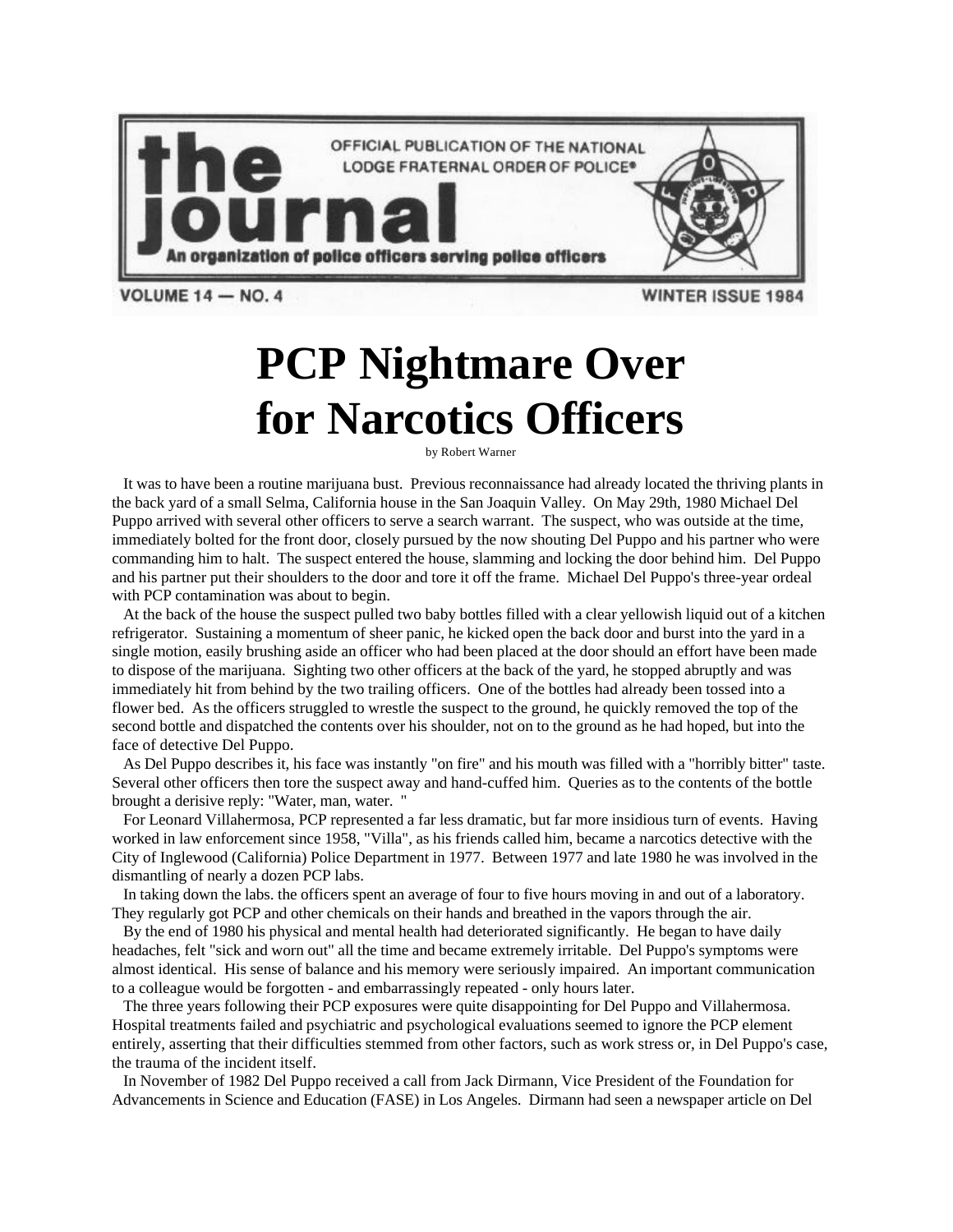# the journal

OFFICIAL PUBLICATION OF THE NATIONAL LODGE FRATERNAL ORDER OF POLICE®

An organization of police officers serving police officers

VOLUME 14 — NO. 4 WINTER ISSUE 1984

# PCP Nightmare Over for Narcotics Officers

by Robert Warner

It was to have been a routine marijuana bust. Previous reconnaissance had already located the thriving plants in the back yard of a small Selma, California house in the San Joaquin Valley. On May 29th, 1980 Michael Del Puppo arrived with several other officers to serve a search warrant. The suspect, who was outside at the time, immediately bolted for the front door, closely pursued by the now shouting Del Puppo and his partner who were commanding him to halt. The suspect entered the house, slamming and locking the door behind him. Del Puppo and his partner put their shoulders to the door and tore it off the frame. Michael Del Puppo's three-year ordeal with PCP contamination was about to begin.

At the back of the house the suspect pulled two baby bottles filled with a clear yellowish liquid out of a kitchen refrigerator. Sustaining a momentum of sheer panic, he kicked open the back door and burst into the yard in a single motion, easily brushing aside an officer who had been placed at the door should an effort have been made to dispose of the marijuana. Sighting two other officers at the back of the yard, he stopped abruptly and was immediately hit from behind by the two trailing officers. One of the bottles had already been tossed into a flower bed. As the officers struggled to wrestle the suspect to the ground, he quickly removed the top of the second bottle and dispatched the contents over his shoulder, not on to the ground as he had hoped, but into the face of detective Del Puppo.

As Del Puppo describes it, his face was instantly "on fire" and his mouth was filled with a "horribly bitter" taste. Several other officers then tore the suspect away and hand-cuffed him. Queries as to the contents of the bottle brought a derisive reply: "Water, man, water. "

For Leonard Villahermosa, PCP represented a far less dramatic, but far more insidious turn of events. Having worked in law enforcement since 1958, "Villa", as his friends called him, became a narcotics detective with the City of Inglewood (California) Police Department in 1977. Between 1977 and late 1980 he was involved in the dismantling of nearly a dozen PCP labs.

In taking down the labs. the officers spent an average of four to five hours moving in and out of a laboratory. They regularly got PCP and other chemicals on their hands and breathed in the vapors through the air.

By the end of 1980 his physical and mental health had deteriorated significantly. He began to have daily headaches, felt "sick and worn out" all the time and became extremely irritable. Del Puppo's symptoms were almost identical. His sense of balance and his memory were seriously impaired. An important communication to a colleague would be forgotten - and embarrassingly repeated - only hours later.

The three years following their PCP exposures were quite disappointing for Del Puppo and Villahermosa. Hospital treatments failed and psychiatric and psychological evaluations seemed to ignore the PCP element entirely, asserting that their difficulties stemmed from other factors, such as work stress or, in Del Puppo's case, the trauma of the incident itself.

In November of 1982 Del Puppo received a call from Jack Dirmann, Vice President of the Foundation for Advancements in Science and Education (FASE) in Los Angeles. Dirmann had seen a newspaper article on Del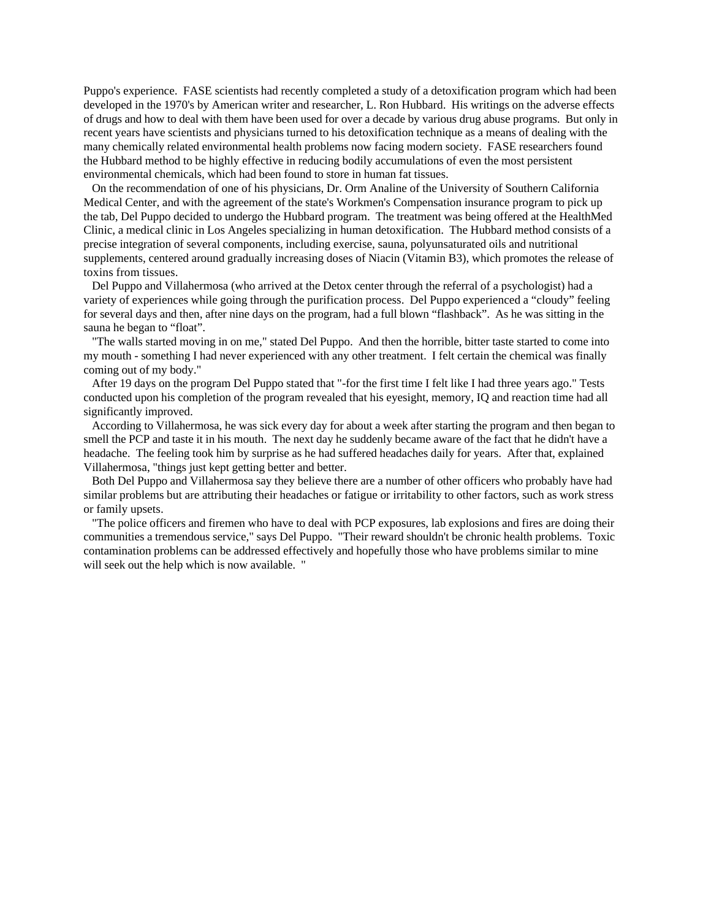Puppo's experience. FASE scientists had recently completed a study of a detoxification program which had been developed in the 1970's by American writer and researcher, L. Ron Hubbard. His writings on the adverse effects of drugs and how to deal with them have been used for over a decade by various drug abuse programs. But only in recent years have scientists and physicians turned to his detoxification technique as a means of dealing with the many chemically related environmental health problems now facing modern society. FASE researchers found the Hubbard method to be highly effective in reducing bodily accumulations of even the most persistent environmental chemicals, which had been found to store in human fat tissues.

On the recommendation of one of his physicians, Dr. Orm Analine of the University of Southern California Medical Center, and with the agreement of the state's Workmen's Compensation insurance program to pick up the tab, Del Puppo decided to undergo the Hubbard program. The treatment was being offered at the HealthMed Clinic, a medical clinic in Los Angeles specializing in human detoxification. The Hubbard method consists of a precise integration of several components, including exercise, sauna, polyunsaturated oils and nutritional supplements, centered around gradually increasing doses of Niacin (Vitamin B3), which promotes the release of toxins from tissues.

Del Puppo and Villahermosa (who arrived at the Detox center through the referral of a psychologist) had a variety of experiences while going through the purification process. Del Puppo experienced a "cloudy" feeling for several days and then, after nine days on the program, had a full blown "flashback". As he was sitting in the sauna he began to "float".

"The walls started moving in on me," stated Del Puppo. And then the horrible, bitter taste started to come into my mouth - something I had never experienced with any other treatment. I felt certain the chemical was finally coming out of my body."

After 19 days on the program Del Puppo stated that "-for the first time I felt like I had three years ago." Tests conducted upon his completion of the program revealed that his eyesight, memory, IQ and reaction time had all significantly improved.

According to Villahermosa, he was sick every day for about a week after starting the program and then began to smell the PCP and taste it in his mouth. The next day he suddenly became aware of the fact that he didn't have a headache. The feeling took him by surprise as he had suffered headaches daily for years. After that, explained Villahermosa, "things just kept getting better and better.

Both Del Puppo and Villahermosa say they believe there are a number of other officers who probably have had similar problems but are attributing their headaches or fatigue or irritability to other factors, such as work stress or family upsets.

"The police officers and firemen who have to deal with PCP exposures, lab explosions and fires are doing their communities a tremendous service," says Del Puppo. "Their reward shouldn't be chronic health problems. Toxic contamination problems can be addressed effectively and hopefully those who have problems similar to mine will seek out the help which is now available. "